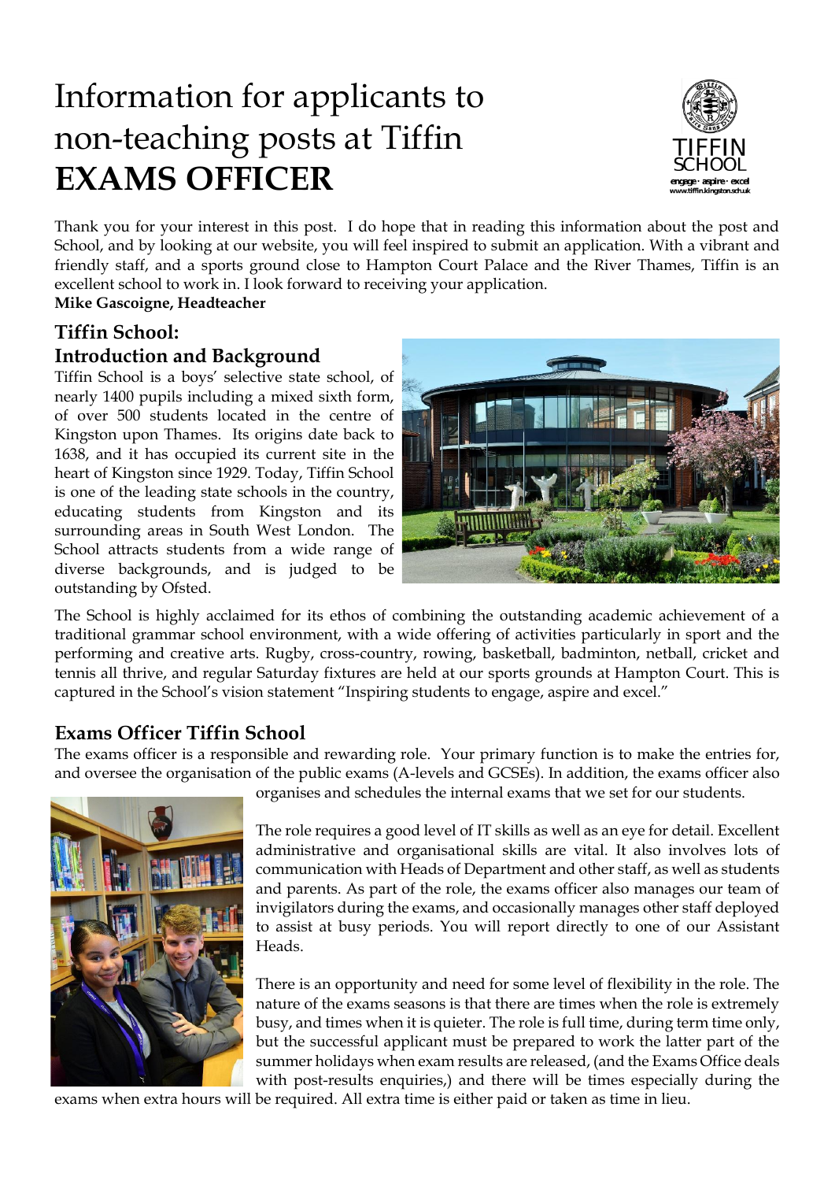# Information for applicants to non-teaching posts at Tiffin

# EXAMS OFFICER

TIFFIN SCHOOL
engage · aspire · excel
www.tiffin.kingston.sch.uk

Thank you for your interest in this post. I do hope that in reading this information about the post and School, and by looking at our website, you will feel inspired to submit an application. With a vibrant and friendly staff, and a sports ground close to Hampton Court Palace and the River Thames, Tiffin is an excellent school to work in. I look forward to receiving your application.

**Mike Gascoigne, Headteacher**

## Tiffin School: Introduction and Background

Tiffin School is a boys' selective state school, of nearly 1400 pupils including a mixed sixth form, of over 500 students located in the centre of Kingston upon Thames. Its origins date back to 1638, and it has occupied its current site in the heart of Kingston since 1929. Today, Tiffin School is one of the leading state schools in the country, educating students from Kingston and its surrounding areas in South West London. The School attracts students from a wide range of diverse backgrounds, and is judged to be outstanding by Ofsted.

The School is highly acclaimed for its ethos of combining the outstanding academic achievement of a traditional grammar school environment, with a wide offering of activities particularly in sport and the performing and creative arts. Rugby, cross-country, rowing, basketball, badminton, netball, cricket and tennis all thrive, and regular Saturday fixtures are held at our sports grounds at Hampton Court. This is captured in the School's vision statement "Inspiring students to engage, aspire and excel."

## Exams Officer Tiffin School

The exams officer is a responsible and rewarding role. Your primary function is to make the entries for, and oversee the organisation of the public exams (A-levels and GCSEs). In addition, the exams officer also organises and schedules the internal exams that we set for our students.

The role requires a good level of IT skills as well as an eye for detail. Excellent administrative and organisational skills are vital. It also involves lots of communication with Heads of Department and other staff, as well as students and parents. As part of the role, the exams officer also manages our team of invigilators during the exams, and occasionally manages other staff deployed to assist at busy periods. You will report directly to one of our Assistant Heads.

There is an opportunity and need for some level of flexibility in the role. The nature of the exams seasons is that there are times when the role is extremely busy, and times when it is quieter. The role is full time, during term time only, but the successful applicant must be prepared to work the latter part of the summer holidays when exam results are released, (and the Exams Office deals with post-results enquiries,) and there will be times especially during the exams when extra hours will be required. All extra time is either paid or taken as time in lieu.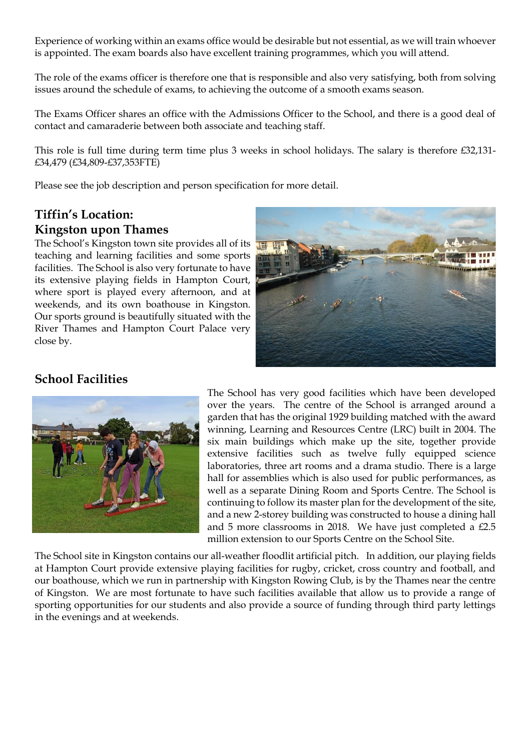Experience of working within an exams office would be desirable but not essential, as we will train whoever is appointed. The exam boards also have excellent training programmes, which you will attend.

The role of the exams officer is therefore one that is responsible and also very satisfying, both from solving issues around the schedule of exams, to achieving the outcome of a smooth exams season.

The Exams Officer shares an office with the Admissions Officer to the School, and there is a good deal of contact and camaraderie between both associate and teaching staff.

This role is full time during term time plus 3 weeks in school holidays. The salary is therefore £32,131-£34,479 (£34,809-£37,353FTE)

Please see the job description and person specification for more detail.

## Tiffin's Location: Kingston upon Thames

The School's Kingston town site provides all of its teaching and learning facilities and some sports facilities. The School is also very fortunate to have its extensive playing fields in Hampton Court, where sport is played every afternoon, and at weekends, and its own boathouse in Kingston. Our sports ground is beautifully situated with the River Thames and Hampton Court Palace very close by.

## School Facilities

The School has very good facilities which have been developed over the years. The centre of the School is arranged around a garden that has the original 1929 building matched with the award winning, Learning and Resources Centre (LRC) built in 2004. The six main buildings which make up the site, together provide extensive facilities such as twelve fully equipped science laboratories, three art rooms and a drama studio. There is a large hall for assemblies which is also used for public performances, as well as a separate Dining Room and Sports Centre. The School is continuing to follow its master plan for the development of the site, and a new 2-storey building was constructed to house a dining hall and 5 more classrooms in 2018. We have just completed a £2.5 million extension to our Sports Centre on the School Site.

The School site in Kingston contains our all-weather floodlit artificial pitch. In addition, our playing fields at Hampton Court provide extensive playing facilities for rugby, cricket, cross country and football, and our boathouse, which we run in partnership with Kingston Rowing Club, is by the Thames near the centre of Kingston. We are most fortunate to have such facilities available that allow us to provide a range of sporting opportunities for our students and also provide a source of funding through third party lettings in the evenings and at weekends.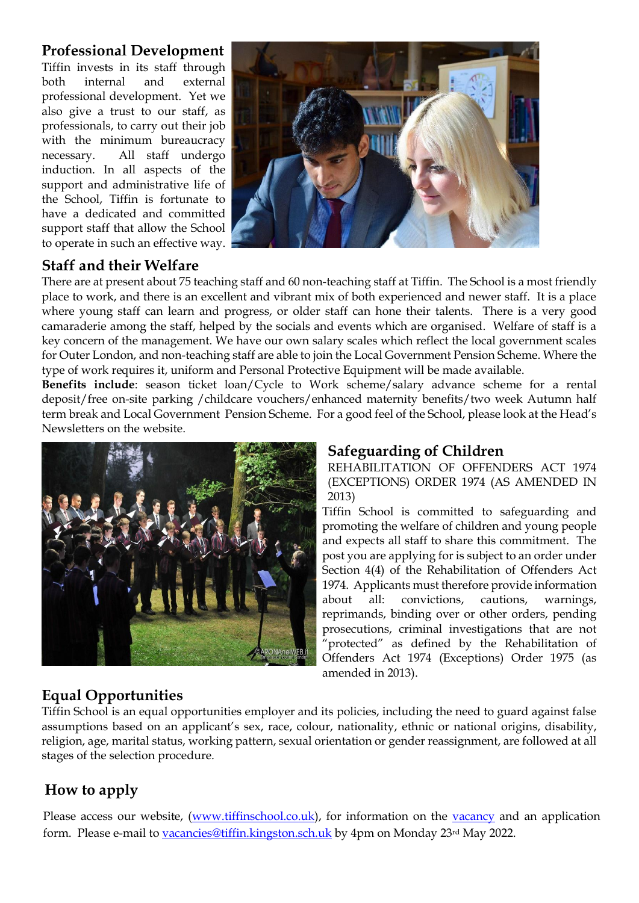## Professional Development

Tiffin invests in its staff through both internal and external professional development. Yet we also give a trust to our staff, as professionals, to carry out their job with the minimum bureaucracy necessary. All staff undergo induction. In all aspects of the support and administrative life of the School, Tiffin is fortunate to have a dedicated and committed support staff that allow the School to operate in such an effective way.

## Staff and their Welfare

There are at present about 75 teaching staff and 60 non-teaching staff at Tiffin. The School is a most friendly place to work, and there is an excellent and vibrant mix of both experienced and newer staff. It is a place where young staff can learn and progress, or older staff can hone their talents. There is a very good camaraderie among the staff, helped by the socials and events which are organised. Welfare of staff is a key concern of the management. We have our own salary scales which reflect the local government scales for Outer London, and non-teaching staff are able to join the Local Government Pension Scheme. Where the type of work requires it, uniform and Personal Protective Equipment will be made available.

**Benefits include**: season ticket loan/Cycle to Work scheme/salary advance scheme for a rental deposit/free on-site parking /childcare vouchers/enhanced maternity benefits/two week Autumn half term break and Local Government Pension Scheme. For a good feel of the School, please look at the Head's Newsletters on the website.

## Safeguarding of Children

REHABILITATION OF OFFENDERS ACT 1974 (EXCEPTIONS) ORDER 1974 (AS AMENDED IN 2013)

Tiffin School is committed to safeguarding and promoting the welfare of children and young people and expects all staff to share this commitment. The post you are applying for is subject to an order under Section 4(4) of the Rehabilitation of Offenders Act 1974. Applicants must therefore provide information about all: convictions, cautions, warnings, reprimands, binding over or other orders, pending prosecutions, criminal investigations that are not "protected" as defined by the Rehabilitation of Offenders Act 1974 (Exceptions) Order 1975 (as amended in 2013).

## Equal Opportunities

Tiffin School is an equal opportunities employer and its policies, including the need to guard against false assumptions based on an applicant's sex, race, colour, nationality, ethnic or national origins, disability, religion, age, marital status, working pattern, sexual orientation or gender reassignment, are followed at all stages of the selection procedure.

## How to apply

Please access our website, (www.tiffinschool.co.uk), for information on the vacancy and an application form. Please e-mail to vacancies@tiffin.kingston.sch.uk by 4pm on Monday 23rd May 2022.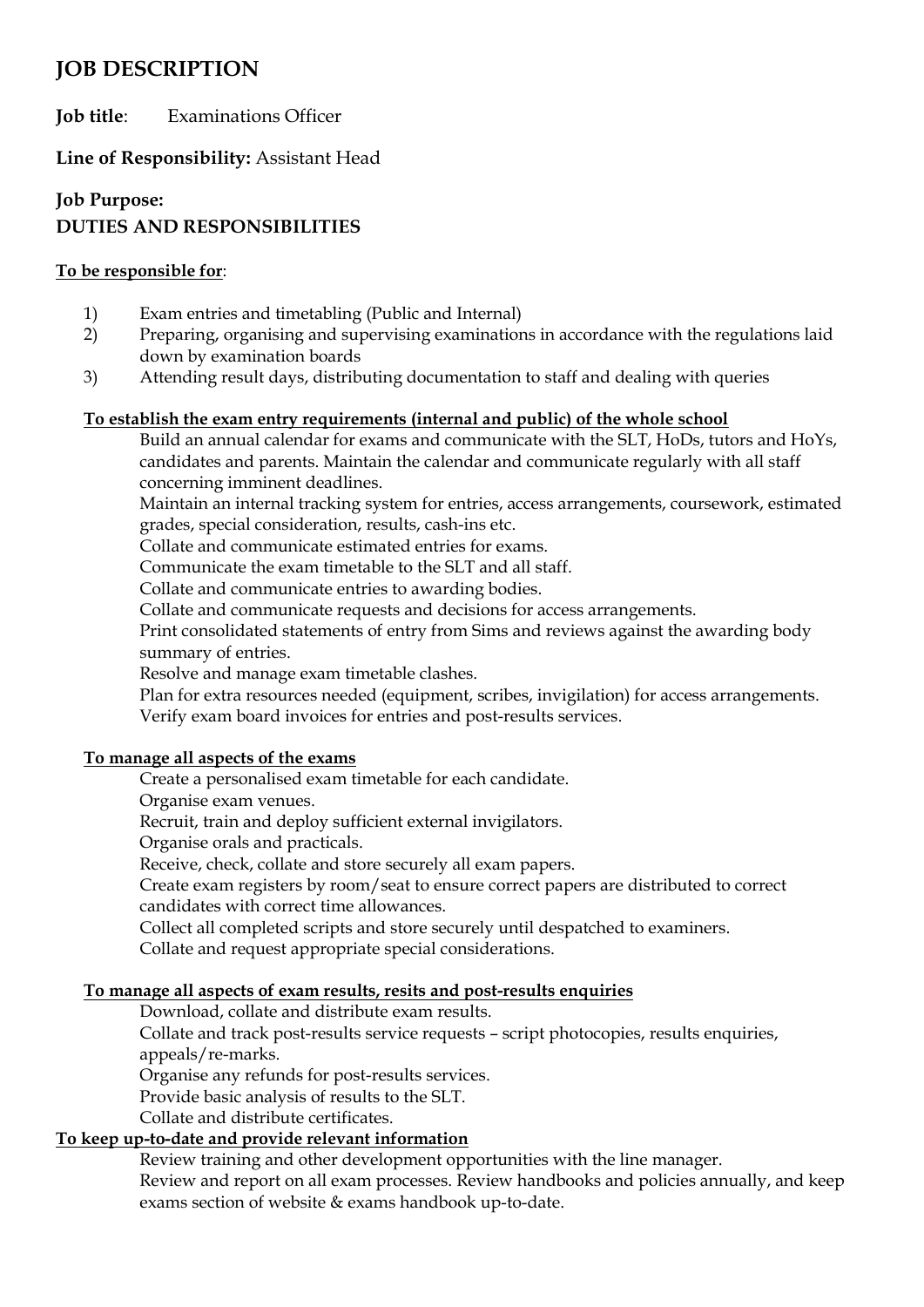# JOB DESCRIPTION

**Job title**: Examinations Officer

**Line of Responsibility:** Assistant Head

**Job Purpose:**

**DUTIES AND RESPONSIBILITIES**

**To be responsible for**:

1) Exam entries and timetabling (Public and Internal)
2) Preparing, organising and supervising examinations in accordance with the regulations laid down by examination boards
3) Attending result days, distributing documentation to staff and dealing with queries

**To establish the exam entry requirements (internal and public) of the whole school**

Build an annual calendar for exams and communicate with the SLT, HoDs, tutors and HoYs, candidates and parents. Maintain the calendar and communicate regularly with all staff concerning imminent deadlines.

Maintain an internal tracking system for entries, access arrangements, coursework, estimated grades, special consideration, results, cash-ins etc.

Collate and communicate estimated entries for exams.

Communicate the exam timetable to the SLT and all staff.

Collate and communicate entries to awarding bodies.

Collate and communicate requests and decisions for access arrangements.

Print consolidated statements of entry from Sims and reviews against the awarding body summary of entries.

Resolve and manage exam timetable clashes.

Plan for extra resources needed (equipment, scribes, invigilation) for access arrangements.

Verify exam board invoices for entries and post-results services.

**To manage all aspects of the exams**

Create a personalised exam timetable for each candidate.

Organise exam venues.

Recruit, train and deploy sufficient external invigilators.

Organise orals and practicals.

Receive, check, collate and store securely all exam papers.

Create exam registers by room/seat to ensure correct papers are distributed to correct candidates with correct time allowances.

Collect all completed scripts and store securely until despatched to examiners.

Collate and request appropriate special considerations.

**To manage all aspects of exam results, resits and post-results enquiries**

Download, collate and distribute exam results.

Collate and track post-results service requests – script photocopies, results enquiries, appeals/re-marks.

Organise any refunds for post-results services.

Provide basic analysis of results to the SLT.

Collate and distribute certificates.

**To keep up-to-date and provide relevant information**

Review training and other development opportunities with the line manager.

Review and report on all exam processes. Review handbooks and policies annually, and keep exams section of website & exams handbook up-to-date.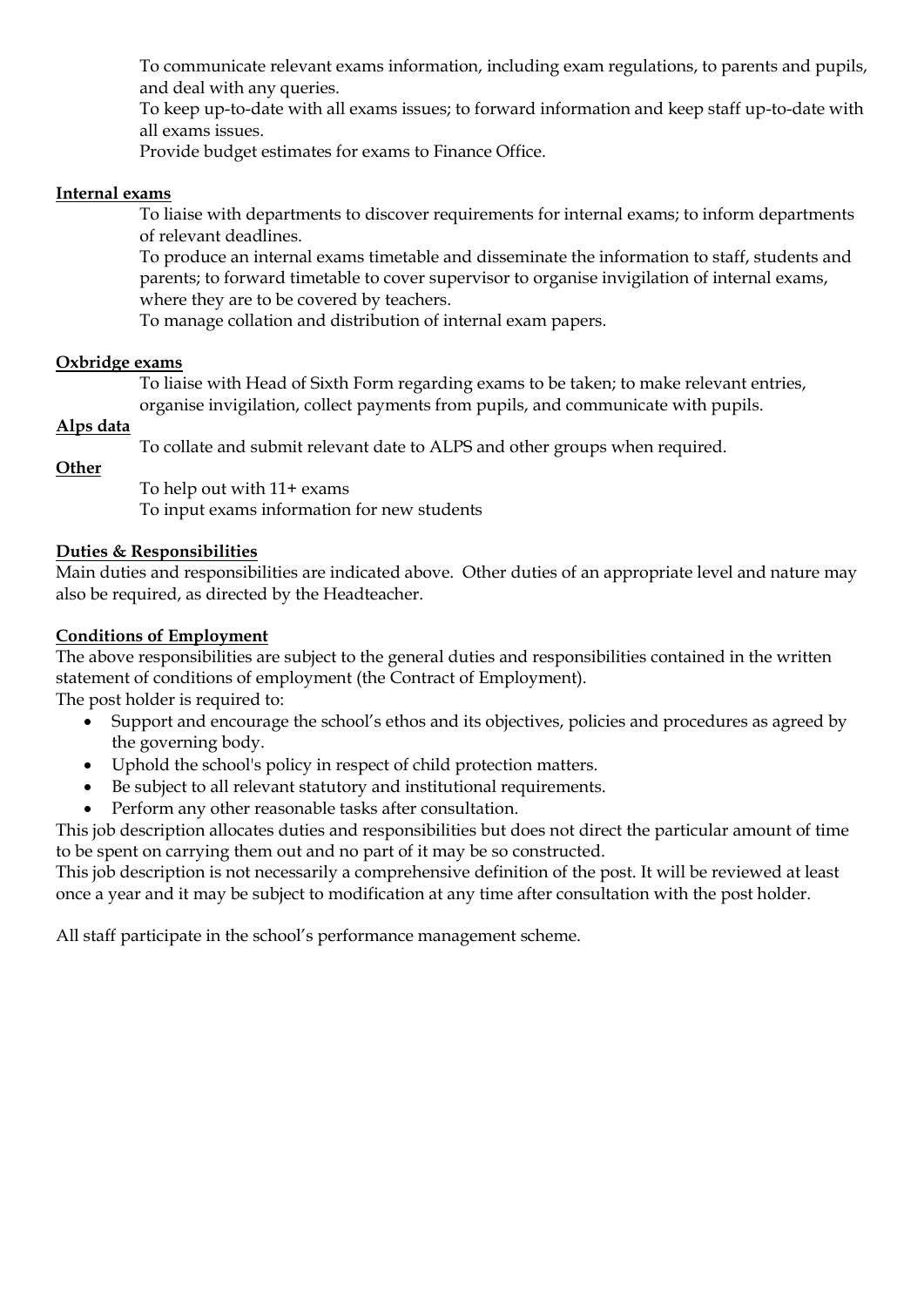To communicate relevant exams information, including exam regulations, to parents and pupils, and deal with any queries.

To keep up-to-date with all exams issues; to forward information and keep staff up-to-date with all exams issues.

Provide budget estimates for exams to Finance Office.

**Internal exams**

To liaise with departments to discover requirements for internal exams; to inform departments of relevant deadlines.

To produce an internal exams timetable and disseminate the information to staff, students and parents; to forward timetable to cover supervisor to organise invigilation of internal exams, where they are to be covered by teachers.

To manage collation and distribution of internal exam papers.

**Oxbridge exams**

To liaise with Head of Sixth Form regarding exams to be taken; to make relevant entries, organise invigilation, collect payments from pupils, and communicate with pupils.

**Alps data**

To collate and submit relevant date to ALPS and other groups when required.

**Other**

To help out with 11+ exams

To input exams information for new students

**Duties & Responsibilities**

Main duties and responsibilities are indicated above. Other duties of an appropriate level and nature may also be required, as directed by the Headteacher.

**Conditions of Employment**

The above responsibilities are subject to the general duties and responsibilities contained in the written statement of conditions of employment (the Contract of Employment).

The post holder is required to:

- Support and encourage the school's ethos and its objectives, policies and procedures as agreed by the governing body.
- Uphold the school's policy in respect of child protection matters.
- Be subject to all relevant statutory and institutional requirements.
- Perform any other reasonable tasks after consultation.

This job description allocates duties and responsibilities but does not direct the particular amount of time to be spent on carrying them out and no part of it may be so constructed.

This job description is not necessarily a comprehensive definition of the post. It will be reviewed at least once a year and it may be subject to modification at any time after consultation with the post holder.

All staff participate in the school's performance management scheme.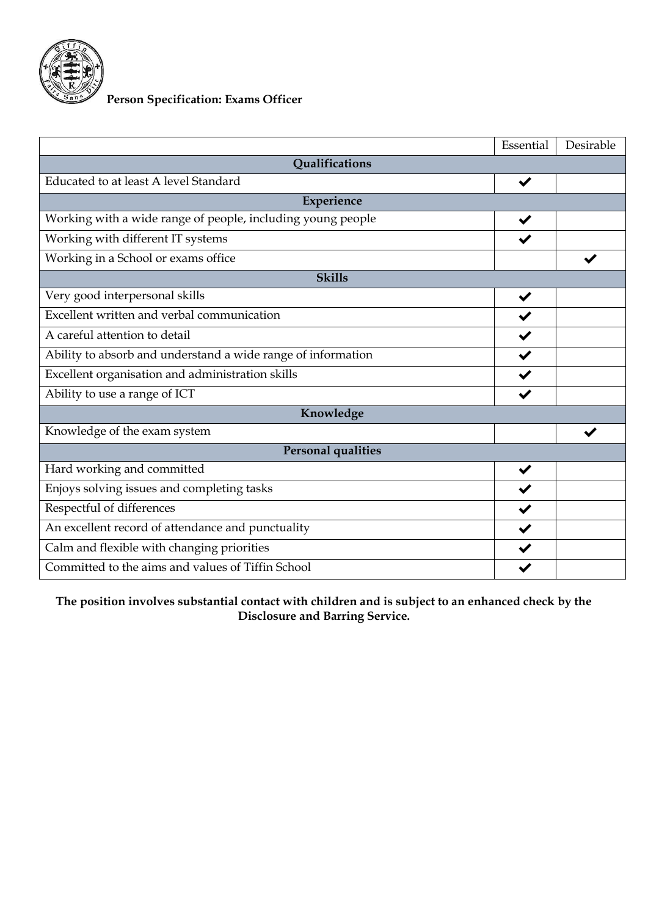**Person Specification: Exams Officer**

| | Essential | Desirable |
|---|---|---|
| **Qualifications** | | |
| Educated to at least A level Standard | ✔ | |
| **Experience** | | |
| Working with a wide range of people, including young people | ✔ | |
| Working with different IT systems | ✔ | |
| Working in a School or exams office | | ✔ |
| **Skills** | | |
| Very good interpersonal skills | ✔ | |
| Excellent written and verbal communication | ✔ | |
| A careful attention to detail | ✔ | |
| Ability to absorb and understand a wide range of information | ✔ | |
| Excellent organisation and administration skills | ✔ | |
| Ability to use a range of ICT | ✔ | |
| **Knowledge** | | |
| Knowledge of the exam system | | ✔ |
| **Personal qualities** | | |
| Hard working and committed | ✔ | |
| Enjoys solving issues and completing tasks | ✔ | |
| Respectful of differences | ✔ | |
| An excellent record of attendance and punctuality | ✔ | |
| Calm and flexible with changing priorities | ✔ | |
| Committed to the aims and values of Tiffin School | ✔ | |

**The position involves substantial contact with children and is subject to an enhanced check by the Disclosure and Barring Service.**